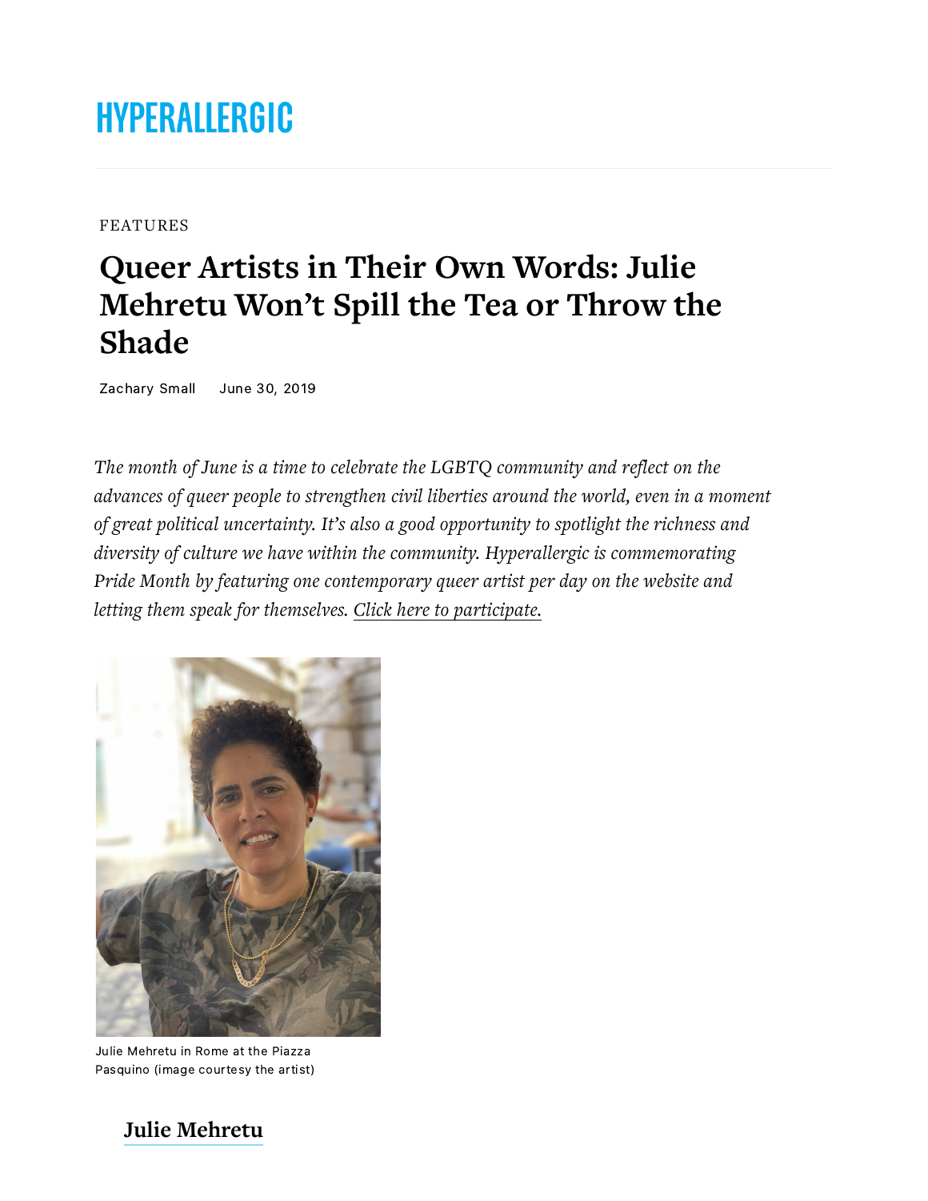HYPERALLERGIC

FEATURES

# Queer Artists in Their Own Words: Julie Mehretu Won't Spill the Tea or Throw the Shade

Zachary Small June 30, 2019

*The month of June is a time to celebrate the LGBTQ community and reflect on the advances of queer people to strengthen civil liberties around the world, even in a moment of great political uncertainty. It's also a good opportunity to spotlight the richness and diversity of culture we have within the community. Hyperallergic is commemorating Pride Month by featuring one contemporary queer artist per day on the website and letting them speak for themselves. Click here to participate.*

Julie Mehretu in Rome at the Piazza Pasquino (image courtesy the artist)

## Julie Mehretu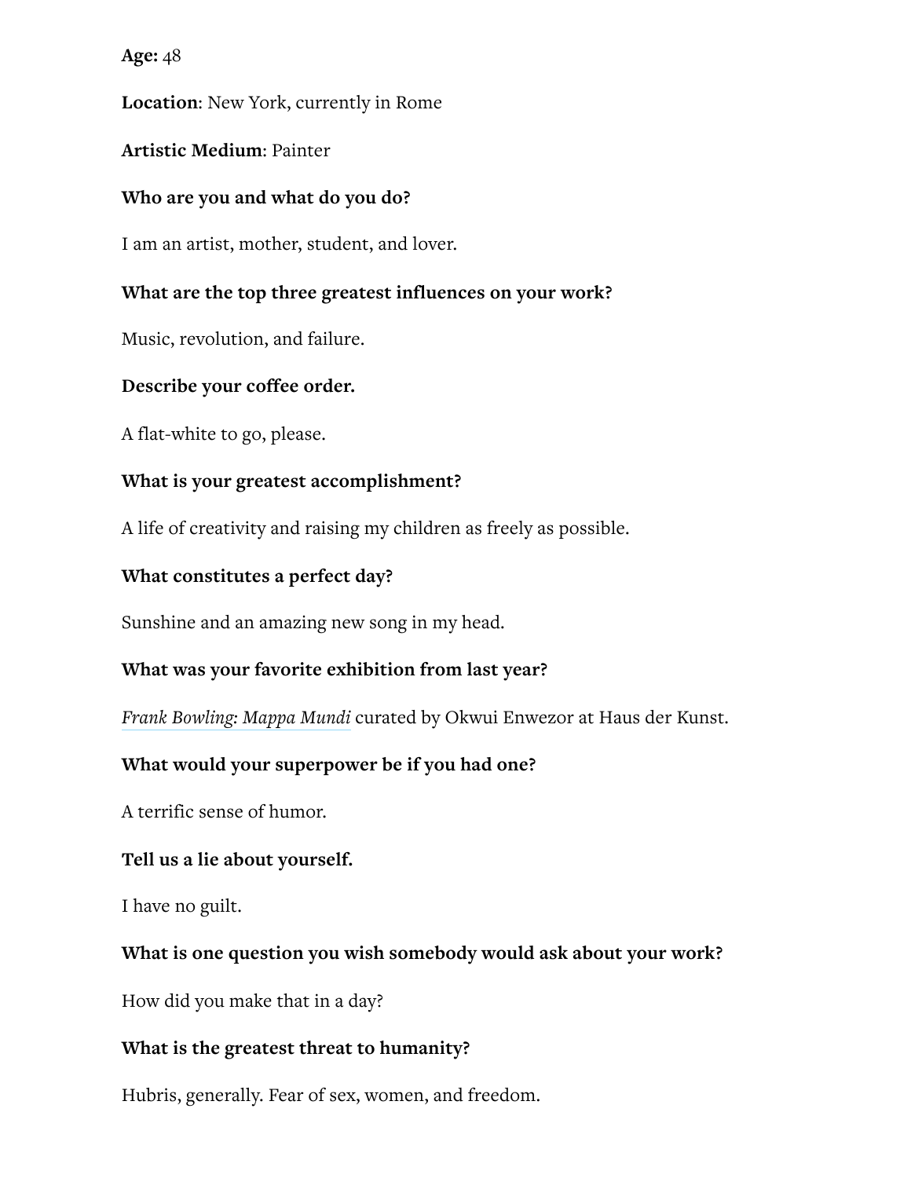**Age:** 48

**Location**: New York, currently in Rome

**Artistic Medium**: Painter

**Who are you and what do you do?**

I am an artist, mother, student, and lover.

**What are the top three greatest influences on your work?**

Music, revolution, and failure.

**Describe your coffee order.**

A flat-white to go, please.

**What is your greatest accomplishment?**

A life of creativity and raising my children as freely as possible.

**What constitutes a perfect day?**

Sunshine and an amazing new song in my head.

**What was your favorite exhibition from last year?**

*Frank Bowling: Mappa Mundi* curated by Okwui Enwezor at Haus der Kunst.

**What would your superpower be if you had one?**

A terrific sense of humor.

**Tell us a lie about yourself.**

I have no guilt.

**What is one question you wish somebody would ask about your work?**

How did you make that in a day?

**What is the greatest threat to humanity?**

Hubris, generally. Fear of sex, women, and freedom.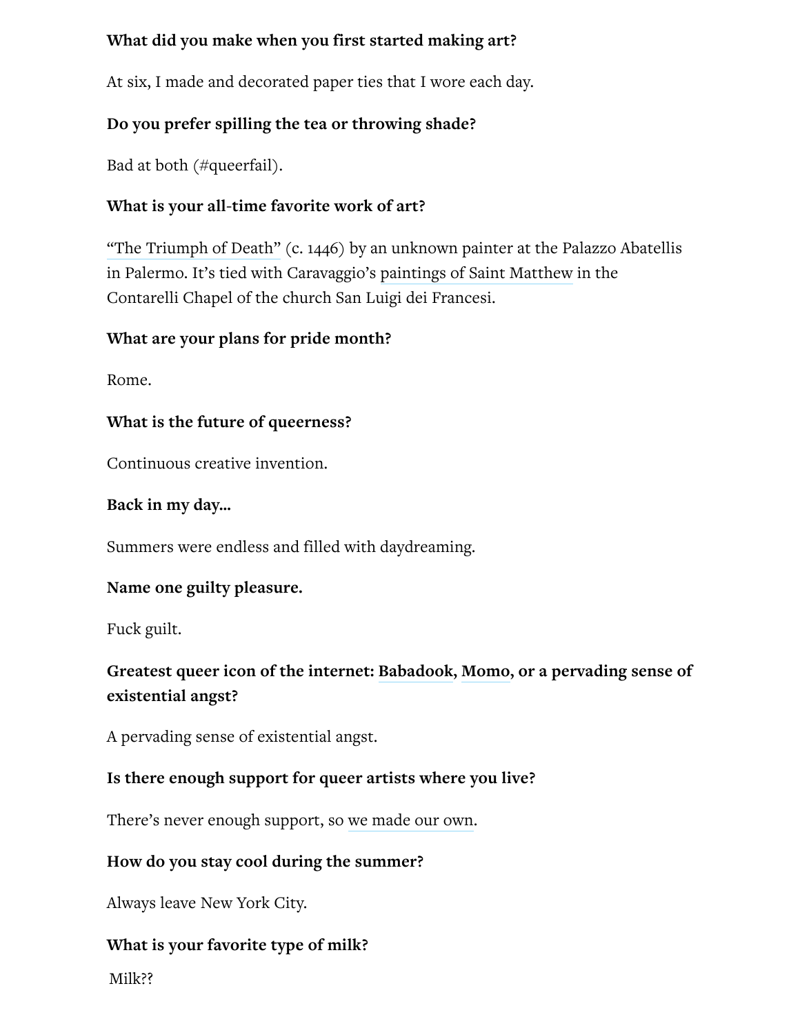**What did you make when you first started making art?**

At six, I made and decorated paper ties that I wore each day.

**Do you prefer spilling the tea or throwing shade?**

Bad at both (#queerfail).

**What is your all-time favorite work of art?**

"The Triumph of Death" (c. 1446) by an unknown painter at the Palazzo Abatellis in Palermo. It's tied with Caravaggio's paintings of Saint Matthew in the Contarelli Chapel of the church San Luigi dei Francesi.

**What are your plans for pride month?**

Rome.

**What is the future of queerness?**

Continuous creative invention.

**Back in my day…**

Summers were endless and filled with daydreaming.

**Name one guilty pleasure.**

Fuck guilt.

**Greatest queer icon of the internet: Babadook, Momo, or a pervading sense of existential angst?**

A pervading sense of existential angst.

**Is there enough support for queer artists where you live?**

There's never enough support, so we made our own.

**How do you stay cool during the summer?**

Always leave New York City.

**What is your favorite type of milk?**

Milk??